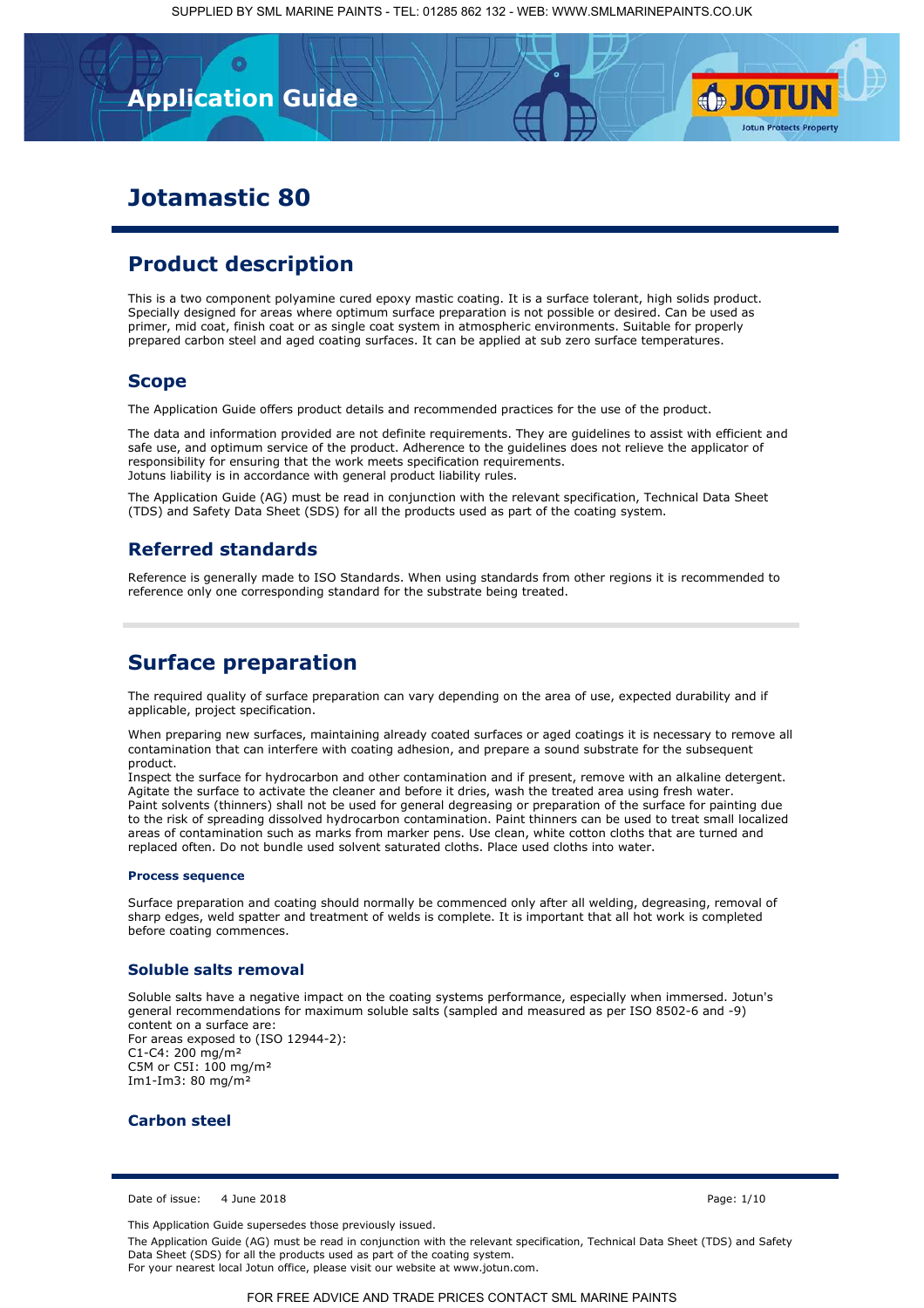# Application Guide

# Jotamastic 80

## Product description

This is a two component polyamine cured epoxy mastic coating. It is a surface tolerant, high solids product. Specially designed for areas where optimum surface preparation is not possible or desired. Can be used as primer, mid coat, finish coat or as single coat system in atmospheric environments. Suitable for properly prepared carbon steel and aged coating surfaces. It can be applied at sub zero surface temperatures.

### Scope

The Application Guide offers product details and recommended practices for the use of the product.

The data and information provided are not definite requirements. They are guidelines to assist with efficient and safe use, and optimum service of the product. Adherence to the guidelines does not relieve the applicator of responsibility for ensuring that the work meets specification requirements.
Jotuns liability is in accordance with general product liability rules.

The Application Guide (AG) must be read in conjunction with the relevant specification, Technical Data Sheet (TDS) and Safety Data Sheet (SDS) for all the products used as part of the coating system.

### Referred standards

Reference is generally made to ISO Standards. When using standards from other regions it is recommended to reference only one corresponding standard for the substrate being treated.

## Surface preparation

The required quality of surface preparation can vary depending on the area of use, expected durability and if applicable, project specification.

When preparing new surfaces, maintaining already coated surfaces or aged coatings it is necessary to remove all contamination that can interfere with coating adhesion, and prepare a sound substrate for the subsequent product.
Inspect the surface for hydrocarbon and other contamination and if present, remove with an alkaline detergent. Agitate the surface to activate the cleaner and before it dries, wash the treated area using fresh water.
Paint solvents (thinners) shall not be used for general degreasing or preparation of the surface for painting due to the risk of spreading dissolved hydrocarbon contamination. Paint thinners can be used to treat small localized areas of contamination such as marks from marker pens. Use clean, white cotton cloths that are turned and replaced often. Do not bundle used solvent saturated cloths. Place used cloths into water.

#### Process sequence

Surface preparation and coating should normally be commenced only after all welding, degreasing, removal of sharp edges, weld spatter and treatment of welds is complete. It is important that all hot work is completed before coating commences.

### Soluble salts removal

Soluble salts have a negative impact on the coating systems performance, especially when immersed. Jotun's general recommendations for maximum soluble salts (sampled and measured as per ISO 8502-6 and -9) content on a surface are:
For areas exposed to (ISO 12944-2):
C1-C4: 200 mg/m²
C5M or C5I: 100 mg/m²
Im1-Im3: 80 mg/m²

### Carbon steel

Date of issue: 4 June 2018

This Application Guide supersedes those previously issued.

The Application Guide (AG) must be read in conjunction with the relevant specification, Technical Data Sheet (TDS) and Safety Data Sheet (SDS) for all the products used as part of the coating system.
For your nearest local Jotun office, please visit our website at www.jotun.com.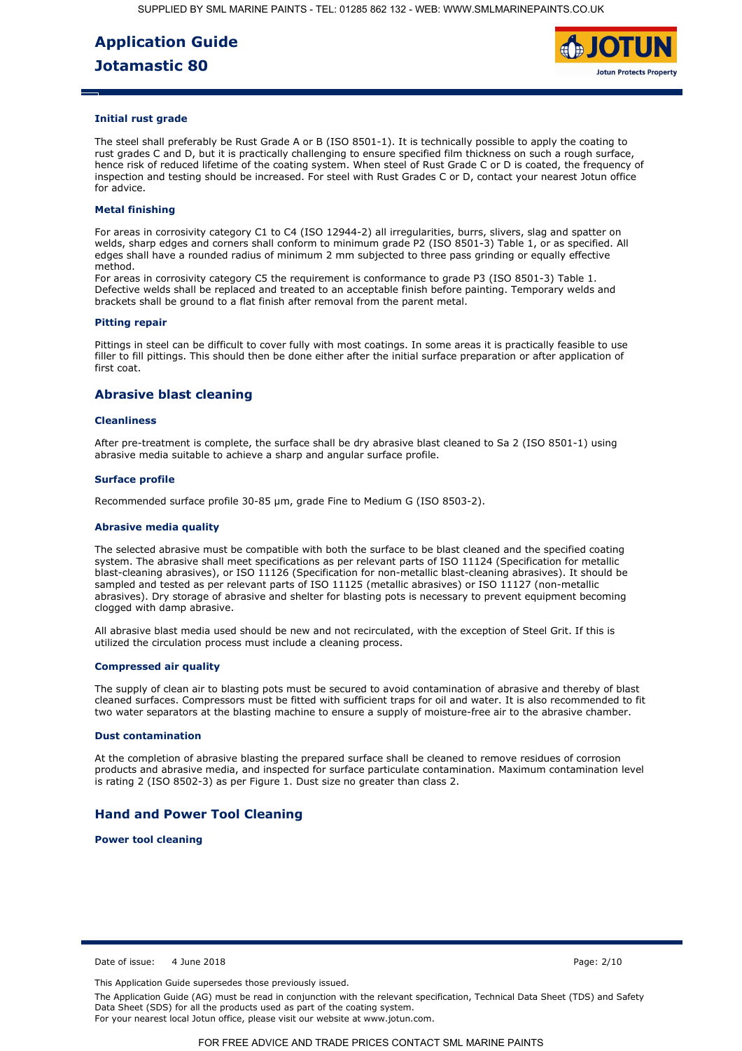### Initial rust grade

The steel shall preferably be Rust Grade A or B (ISO 8501-1). It is technically possible to apply the coating to rust grades C and D, but it is practically challenging to ensure specified film thickness on such a rough surface, hence risk of reduced lifetime of the coating system. When steel of Rust Grade C or D is coated, the frequency of inspection and testing should be increased. For steel with Rust Grades C or D, contact your nearest Jotun office for advice.

### Metal finishing

For areas in corrosivity category C1 to C4 (ISO 12944-2) all irregularities, burrs, slivers, slag and spatter on welds, sharp edges and corners shall conform to minimum grade P2 (ISO 8501-3) Table 1, or as specified. All edges shall have a rounded radius of minimum 2 mm subjected to three pass grinding or equally effective method.
For areas in corrosivity category C5 the requirement is conformance to grade P3 (ISO 8501-3) Table 1. Defective welds shall be replaced and treated to an acceptable finish before painting. Temporary welds and brackets shall be ground to a flat finish after removal from the parent metal.

### Pitting repair

Pittings in steel can be difficult to cover fully with most coatings. In some areas it is practically feasible to use filler to fill pittings. This should then be done either after the initial surface preparation or after application of first coat.

## Abrasive blast cleaning

### Cleanliness

After pre-treatment is complete, the surface shall be dry abrasive blast cleaned to Sa 2 (ISO 8501-1) using abrasive media suitable to achieve a sharp and angular surface profile.

### Surface profile

Recommended surface profile 30-85 µm, grade Fine to Medium G (ISO 8503-2).

### Abrasive media quality

The selected abrasive must be compatible with both the surface to be blast cleaned and the specified coating system. The abrasive shall meet specifications as per relevant parts of ISO 11124 (Specification for metallic blast-cleaning abrasives), or ISO 11126 (Specification for non-metallic blast-cleaning abrasives). It should be sampled and tested as per relevant parts of ISO 11125 (metallic abrasives) or ISO 11127 (non-metallic abrasives). Dry storage of abrasive and shelter for blasting pots is necessary to prevent equipment becoming clogged with damp abrasive.

All abrasive blast media used should be new and not recirculated, with the exception of Steel Grit. If this is utilized the circulation process must include a cleaning process.

### Compressed air quality

The supply of clean air to blasting pots must be secured to avoid contamination of abrasive and thereby of blast cleaned surfaces. Compressors must be fitted with sufficient traps for oil and water. It is also recommended to fit two water separators at the blasting machine to ensure a supply of moisture-free air to the abrasive chamber.

### Dust contamination

At the completion of abrasive blasting the prepared surface shall be cleaned to remove residues of corrosion products and abrasive media, and inspected for surface particulate contamination. Maximum contamination level is rating 2 (ISO 8502-3) as per Figure 1. Dust size no greater than class 2.

## Hand and Power Tool Cleaning

### Power tool cleaning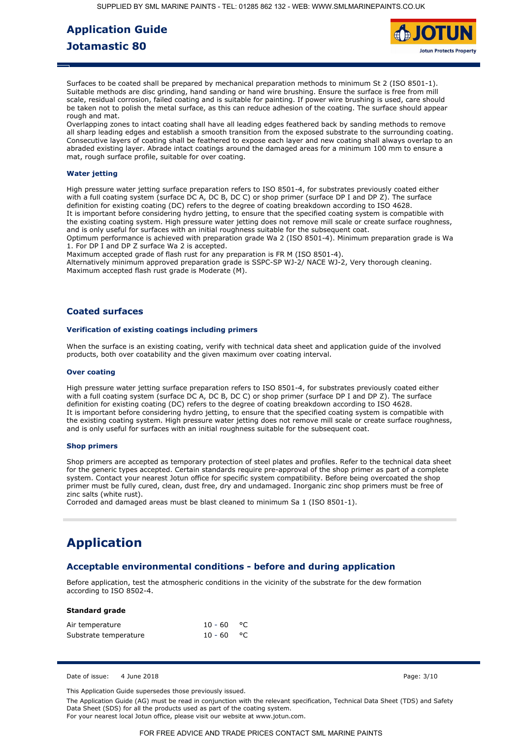Surfaces to be coated shall be prepared by mechanical preparation methods to minimum St 2 (ISO 8501-1). Suitable methods are disc grinding, hand sanding or hand wire brushing. Ensure the surface is free from mill scale, residual corrosion, failed coating and is suitable for painting. If power wire brushing is used, care should be taken not to polish the metal surface, as this can reduce adhesion of the coating. The surface should appear rough and mat.
Overlapping zones to intact coating shall have all leading edges feathered back by sanding methods to remove all sharp leading edges and establish a smooth transition from the exposed substrate to the surrounding coating. Consecutive layers of coating shall be feathered to expose each layer and new coating shall always overlap to an abraded existing layer. Abrade intact coatings around the damaged areas for a minimum 100 mm to ensure a mat, rough surface profile, suitable for over coating.

### Water jetting

High pressure water jetting surface preparation refers to ISO 8501-4, for substrates previously coated either with a full coating system (surface DC A, DC B, DC C) or shop primer (surface DP I and DP Z). The surface definition for existing coating (DC) refers to the degree of coating breakdown according to ISO 4628.
It is important before considering hydro jetting, to ensure that the specified coating system is compatible with the existing coating system. High pressure water jetting does not remove mill scale or create surface roughness, and is only useful for surfaces with an initial roughness suitable for the subsequent coat.
Optimum performance is achieved with preparation grade Wa 2 (ISO 8501-4). Minimum preparation grade is Wa 1. For DP I and DP Z surface Wa 2 is accepted.
Maximum accepted grade of flash rust for any preparation is FR M (ISO 8501-4).
Alternatively minimum approved preparation grade is SSPC-SP WJ-2/ NACE WJ-2, Very thorough cleaning. Maximum accepted flash rust grade is Moderate (M).

## Coated surfaces

### Verification of existing coatings including primers

When the surface is an existing coating, verify with technical data sheet and application guide of the involved products, both over coatability and the given maximum over coating interval.

### Over coating

High pressure water jetting surface preparation refers to ISO 8501-4, for substrates previously coated either with a full coating system (surface DC A, DC B, DC C) or shop primer (surface DP I and DP Z). The surface definition for existing coating (DC) refers to the degree of coating breakdown according to ISO 4628.
It is important before considering hydro jetting, to ensure that the specified coating system is compatible with the existing coating system. High pressure water jetting does not remove mill scale or create surface roughness, and is only useful for surfaces with an initial roughness suitable for the subsequent coat.

### Shop primers

Shop primers are accepted as temporary protection of steel plates and profiles. Refer to the technical data sheet for the generic types accepted. Certain standards require pre-approval of the shop primer as part of a complete system. Contact your nearest Jotun office for specific system compatibility. Before being overcoated the shop primer must be fully cured, clean, dust free, dry and undamaged. Inorganic zinc shop primers must be free of zinc salts (white rust).
Corroded and damaged areas must be blast cleaned to minimum Sa 1 (ISO 8501-1).

# Application

## Acceptable environmental conditions - before and during application

Before application, test the atmospheric conditions in the vicinity of the substrate for the dew formation according to ISO 8502-4.

**Standard grade**

| | | |
|---|---|---|
| Air temperature | 10 - 60 | °C |
| Substrate temperature | 10 - 60 | °C |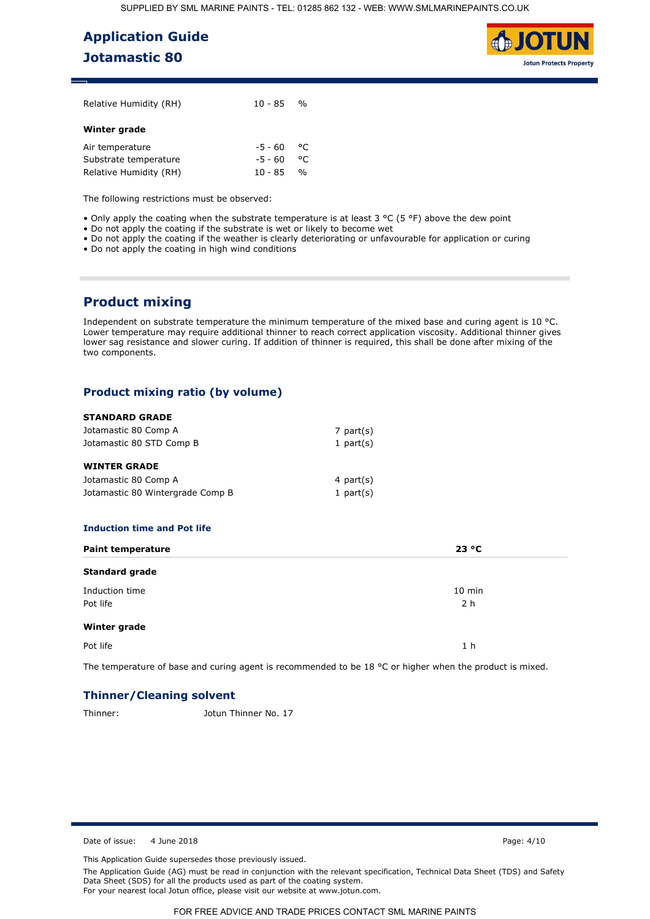| | | |
|---|---|---|
| Relative Humidity (RH) | 10 - 85 | % |

**Winter grade**

| | | |
|---|---|---|
| Air temperature | -5 - 60 | °C |
| Substrate temperature | -5 - 60 | °C |
| Relative Humidity (RH) | 10 - 85 | % |

The following restrictions must be observed:

- Only apply the coating when the substrate temperature is at least 3 °C (5 °F) above the dew point
- Do not apply the coating if the substrate is wet or likely to become wet
- Do not apply the coating if the weather is clearly deteriorating or unfavourable for application or curing
- Do not apply the coating in high wind conditions

## Product mixing

Independent on substrate temperature the minimum temperature of the mixed base and curing agent is 10 °C. Lower temperature may require additional thinner to reach correct application viscosity. Additional thinner gives lower sag resistance and slower curing. If addition of thinner is required, this shall be done after mixing of the two components.

### Product mixing ratio (by volume)

**STANDARD GRADE**

| | |
|---|---|
| Jotamastic 80 Comp A | 7 part(s) |
| Jotamastic 80 STD Comp B | 1 part(s) |

**WINTER GRADE**

| | |
|---|---|
| Jotamastic 80 Comp A | 4 part(s) |
| Jotamastic 80 Wintergrade Comp B | 1 part(s) |

#### Induction time and Pot life

| Paint temperature | 23 °C |
|---|---|
| **Standard grade** | |
| Induction time | 10 min |
| Pot life | 2 h |
| **Winter grade** | |
| Pot life | 1 h |

The temperature of base and curing agent is recommended to be 18 °C or higher when the product is mixed.

### Thinner/Cleaning solvent

Thinner: Jotun Thinner No. 17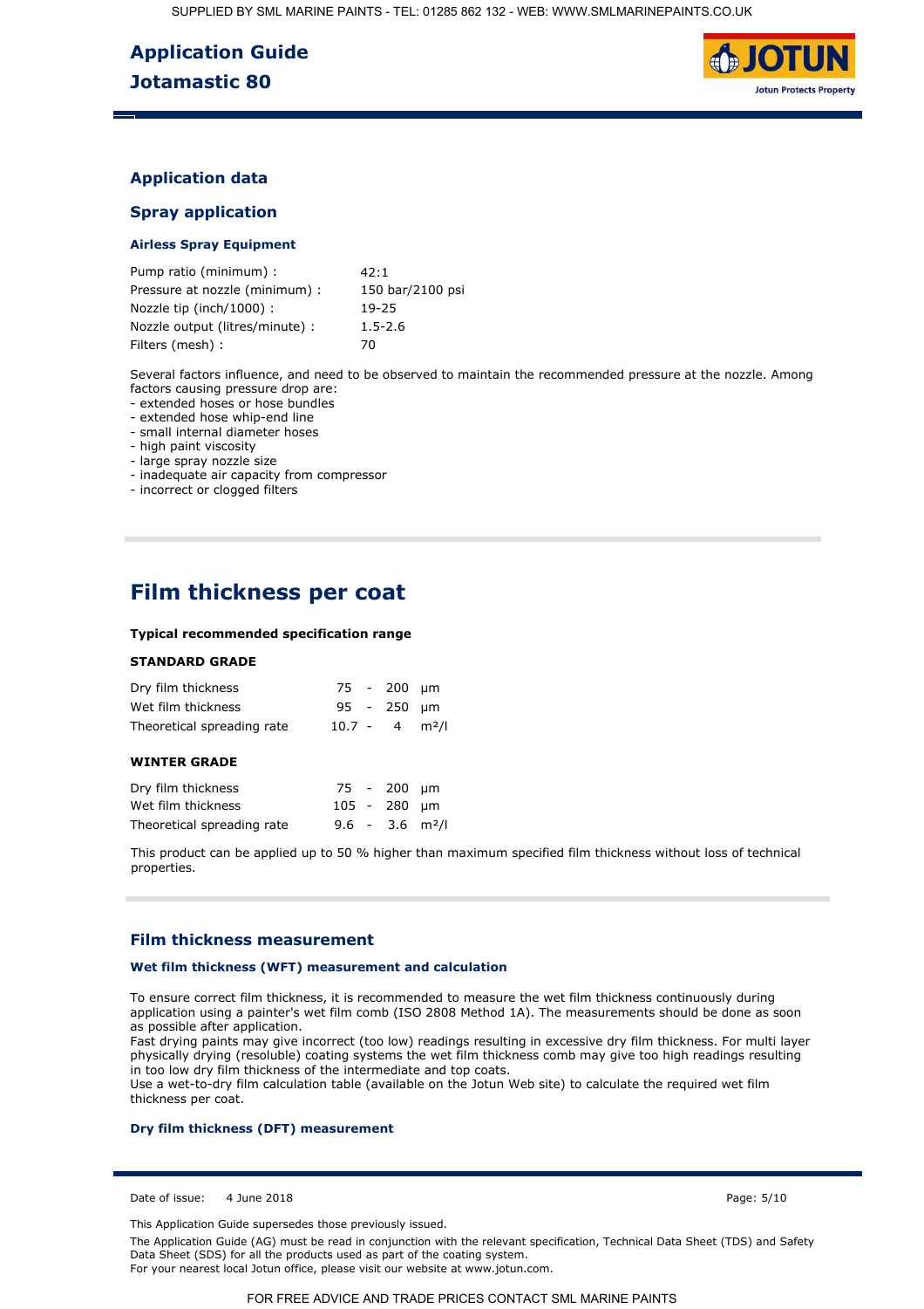## Application data

### Spray application

#### Airless Spray Equipment

| | |
|---|---|
| Pump ratio (minimum) : | 42:1 |
| Pressure at nozzle (minimum) : | 150 bar/2100 psi |
| Nozzle tip (inch/1000) : | 19-25 |
| Nozzle output (litres/minute) : | 1.5-2.6 |
| Filters (mesh) : | 70 |

Several factors influence, and need to be observed to maintain the recommended pressure at the nozzle. Among factors causing pressure drop are:
- extended hoses or hose bundles
- extended hose whip-end line
- small internal diameter hoses
- high paint viscosity
- large spray nozzle size
- inadequate air capacity from compressor
- incorrect or clogged filters

# Film thickness per coat

**Typical recommended specification range**

**STANDARD GRADE**

| | | |
|---|---|---|
| Dry film thickness | 75 - 200 | µm |
| Wet film thickness | 95 - 250 | µm |
| Theoretical spreading rate | 10.7 - 4 | m²/l |

**WINTER GRADE**

| | | |
|---|---|---|
| Dry film thickness | 75 - 200 | µm |
| Wet film thickness | 105 - 280 | µm |
| Theoretical spreading rate | 9.6 - 3.6 | m²/l |

This product can be applied up to 50 % higher than maximum specified film thickness without loss of technical properties.

## Film thickness measurement

### Wet film thickness (WFT) measurement and calculation

To ensure correct film thickness, it is recommended to measure the wet film thickness continuously during application using a painter's wet film comb (ISO 2808 Method 1A). The measurements should be done as soon as possible after application.
Fast drying paints may give incorrect (too low) readings resulting in excessive dry film thickness. For multi layer physically drying (resoluble) coating systems the wet film thickness comb may give too high readings resulting in too low dry film thickness of the intermediate and top coats.
Use a wet-to-dry film calculation table (available on the Jotun Web site) to calculate the required wet film thickness per coat.

### Dry film thickness (DFT) measurement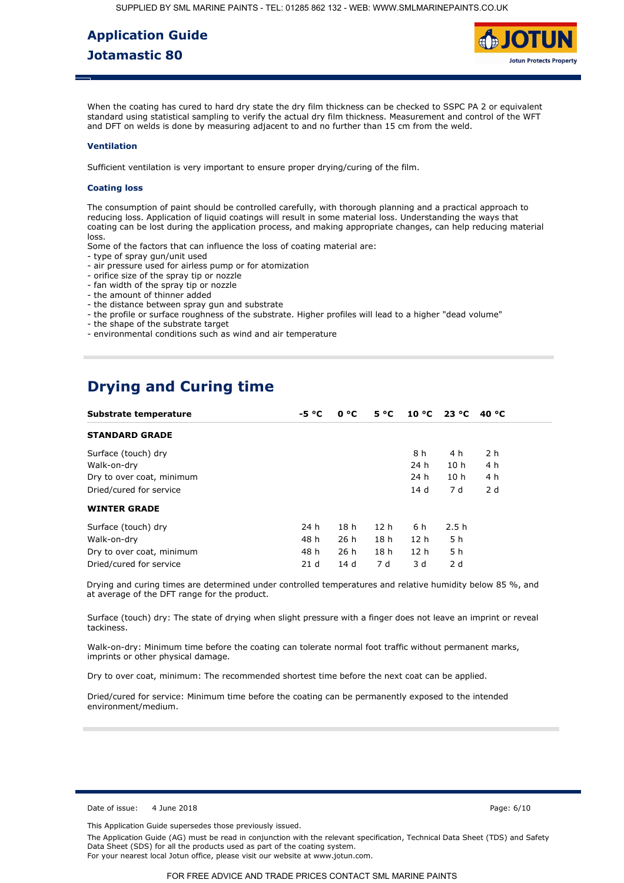When the coating has cured to hard dry state the dry film thickness can be checked to SSPC PA 2 or equivalent standard using statistical sampling to verify the actual dry film thickness. Measurement and control of the WFT and DFT on welds is done by measuring adjacent to and no further than 15 cm from the weld.

### Ventilation

Sufficient ventilation is very important to ensure proper drying/curing of the film.

### Coating loss

The consumption of paint should be controlled carefully, with thorough planning and a practical approach to reducing loss. Application of liquid coatings will result in some material loss. Understanding the ways that coating can be lost during the application process, and making appropriate changes, can help reducing material loss.
Some of the factors that can influence the loss of coating material are:
- type of spray gun/unit used
- air pressure used for airless pump or for atomization
- orifice size of the spray tip or nozzle
- fan width of the spray tip or nozzle
- the amount of thinner added
- the distance between spray gun and substrate
- the profile or surface roughness of the substrate. Higher profiles will lead to a higher "dead volume"
- the shape of the substrate target
- environmental conditions such as wind and air temperature

## Drying and Curing time

| Substrate temperature | -5 °C | 0 °C | 5 °C | 10 °C | 23 °C | 40 °C |
|---|---|---|---|---|---|---|
| **STANDARD GRADE** | | | | | | |
| Surface (touch) dry | | | | 8 h | 4 h | 2 h |
| Walk-on-dry | | | | 24 h | 10 h | 4 h |
| Dry to over coat, minimum | | | | 24 h | 10 h | 4 h |
| Dried/cured for service | | | | 14 d | 7 d | 2 d |
| **WINTER GRADE** | | | | | | |
| Surface (touch) dry | 24 h | 18 h | 12 h | 6 h | 2.5 h | |
| Walk-on-dry | 48 h | 26 h | 18 h | 12 h | 5 h | |
| Dry to over coat, minimum | 48 h | 26 h | 18 h | 12 h | 5 h | |
| Dried/cured for service | 21 d | 14 d | 7 d | 3 d | 2 d | |

Drying and curing times are determined under controlled temperatures and relative humidity below 85 %, and at average of the DFT range for the product.

Surface (touch) dry: The state of drying when slight pressure with a finger does not leave an imprint or reveal tackiness.

Walk-on-dry: Minimum time before the coating can tolerate normal foot traffic without permanent marks, imprints or other physical damage.

Dry to over coat, minimum: The recommended shortest time before the next coat can be applied.

Dried/cured for service: Minimum time before the coating can be permanently exposed to the intended environment/medium.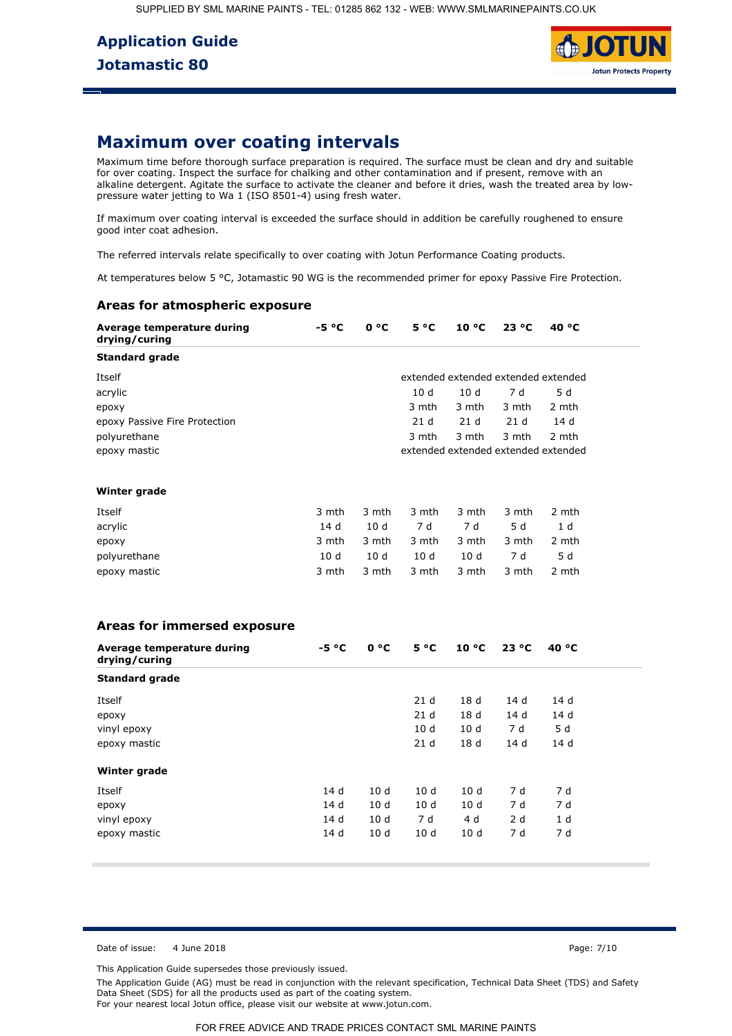## Maximum over coating intervals

Maximum time before thorough surface preparation is required. The surface must be clean and dry and suitable for over coating. Inspect the surface for chalking and other contamination and if present, remove with an alkaline detergent. Agitate the surface to activate the cleaner and before it dries, wash the treated area by low-pressure water jetting to Wa 1 (ISO 8501-4) using fresh water.

If maximum over coating interval is exceeded the surface should in addition be carefully roughened to ensure good inter coat adhesion.

The referred intervals relate specifically to over coating with Jotun Performance Coating products.

At temperatures below 5 °C, Jotamastic 90 WG is the recommended primer for epoxy Passive Fire Protection.

### Areas for atmospheric exposure

| Average temperature during drying/curing | -5 °C | 0 °C | 5 °C | 10 °C | 23 °C | 40 °C |
|---|---|---|---|---|---|---|
| **Standard grade** | | | | | | |
| Itself | | | extended | extended | extended | extended |
| acrylic | | | 10 d | 10 d | 7 d | 5 d |
| epoxy | | | 3 mth | 3 mth | 3 mth | 2 mth |
| epoxy Passive Fire Protection | | | 21 d | 21 d | 21 d | 14 d |
| polyurethane | | | 3 mth | 3 mth | 3 mth | 2 mth |
| epoxy mastic | | | extended | extended | extended | extended |
| **Winter grade** | | | | | | |
| Itself | 3 mth | 3 mth | 3 mth | 3 mth | 3 mth | 2 mth |
| acrylic | 14 d | 10 d | 7 d | 7 d | 5 d | 1 d |
| epoxy | 3 mth | 3 mth | 3 mth | 3 mth | 3 mth | 2 mth |
| polyurethane | 10 d | 10 d | 10 d | 10 d | 7 d | 5 d |
| epoxy mastic | 3 mth | 3 mth | 3 mth | 3 mth | 3 mth | 2 mth |

### Areas for immersed exposure

| Average temperature during drying/curing | -5 °C | 0 °C | 5 °C | 10 °C | 23 °C | 40 °C |
|---|---|---|---|---|---|---|
| **Standard grade** | | | | | | |
| Itself | | | 21 d | 18 d | 14 d | 14 d |
| epoxy | | | 21 d | 18 d | 14 d | 14 d |
| vinyl epoxy | | | 10 d | 10 d | 7 d | 5 d |
| epoxy mastic | | | 21 d | 18 d | 14 d | 14 d |
| **Winter grade** | | | | | | |
| Itself | 14 d | 10 d | 10 d | 10 d | 7 d | 7 d |
| epoxy | 14 d | 10 d | 10 d | 10 d | 7 d | 7 d |
| vinyl epoxy | 14 d | 10 d | 7 d | 4 d | 2 d | 1 d |
| epoxy mastic | 14 d | 10 d | 10 d | 10 d | 7 d | 7 d |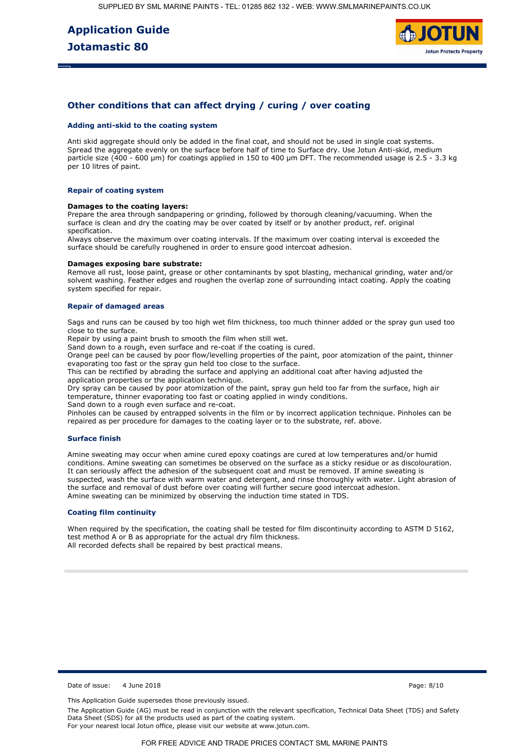## Other conditions that can affect drying / curing / over coating

### Adding anti-skid to the coating system

Anti skid aggregate should only be added in the final coat, and should not be used in single coat systems. Spread the aggregate evenly on the surface before half of time to Surface dry. Use Jotun Anti-skid, medium particle size (400 - 600 µm) for coatings applied in 150 to 400 µm DFT. The recommended usage is 2.5 - 3.3 kg per 10 litres of paint.

### Repair of coating system

**Damages to the coating layers:**
Prepare the area through sandpapering or grinding, followed by thorough cleaning/vacuuming. When the surface is clean and dry the coating may be over coated by itself or by another product, ref. original specification.
Always observe the maximum over coating intervals. If the maximum over coating interval is exceeded the surface should be carefully roughened in order to ensure good intercoat adhesion.

**Damages exposing bare substrate:**
Remove all rust, loose paint, grease or other contaminants by spot blasting, mechanical grinding, water and/or solvent washing. Feather edges and roughen the overlap zone of surrounding intact coating. Apply the coating system specified for repair.

### Repair of damaged areas

Sags and runs can be caused by too high wet film thickness, too much thinner added or the spray gun used too close to the surface.
Repair by using a paint brush to smooth the film when still wet.
Sand down to a rough, even surface and re-coat if the coating is cured.
Orange peel can be caused by poor flow/levelling properties of the paint, poor atomization of the paint, thinner evaporating too fast or the spray gun held too close to the surface.
This can be rectified by abrading the surface and applying an additional coat after having adjusted the application properties or the application technique.
Dry spray can be caused by poor atomization of the paint, spray gun held too far from the surface, high air temperature, thinner evaporating too fast or coating applied in windy conditions.
Sand down to a rough even surface and re-coat.
Pinholes can be caused by entrapped solvents in the film or by incorrect application technique. Pinholes can be repaired as per procedure for damages to the coating layer or to the substrate, ref. above.

### Surface finish

Amine sweating may occur when amine cured epoxy coatings are cured at low temperatures and/or humid conditions. Amine sweating can sometimes be observed on the surface as a sticky residue or as discolouration. It can seriously affect the adhesion of the subsequent coat and must be removed. If amine sweating is suspected, wash the surface with warm water and detergent, and rinse thoroughly with water. Light abrasion of the surface and removal of dust before over coating will further secure good intercoat adhesion.
Amine sweating can be minimized by observing the induction time stated in TDS.

### Coating film continuity

When required by the specification, the coating shall be tested for film discontinuity according to ASTM D 5162, test method A or B as appropriate for the actual dry film thickness.
All recorded defects shall be repaired by best practical means.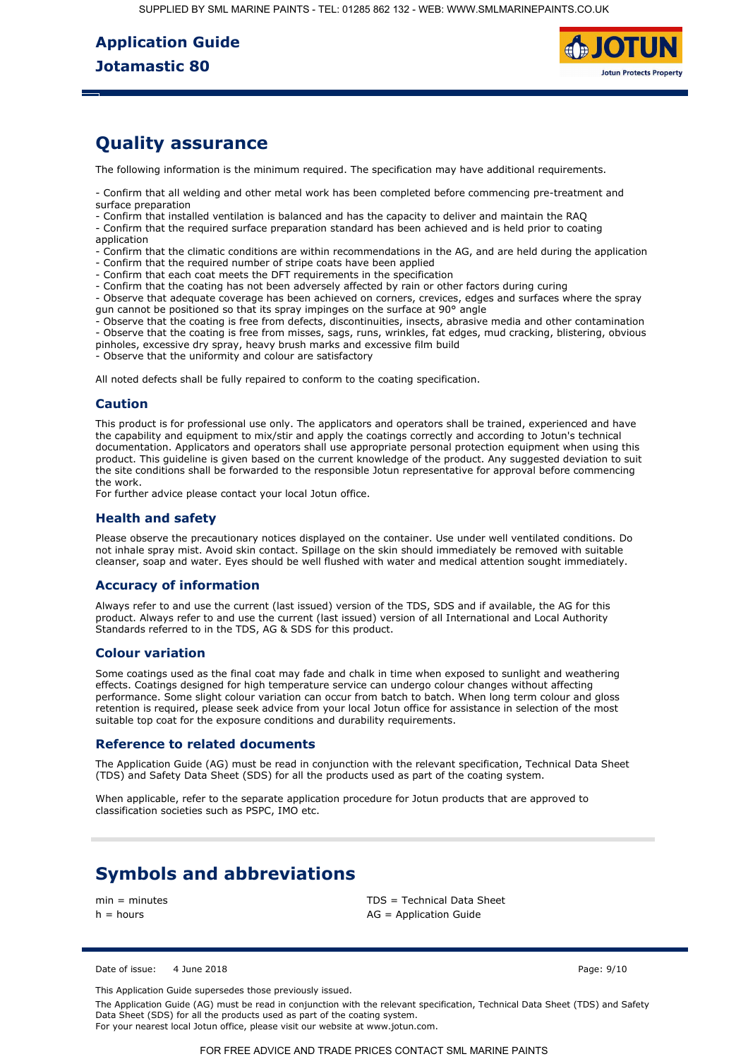## Quality assurance

The following information is the minimum required. The specification may have additional requirements.

- Confirm that all welding and other metal work has been completed before commencing pre-treatment and surface preparation
- Confirm that installed ventilation is balanced and has the capacity to deliver and maintain the RAQ
- Confirm that the required surface preparation standard has been achieved and is held prior to coating application
- Confirm that the climatic conditions are within recommendations in the AG, and are held during the application
- Confirm that the required number of stripe coats have been applied
- Confirm that each coat meets the DFT requirements in the specification
- Confirm that the coating has not been adversely affected by rain or other factors during curing
- Observe that adequate coverage has been achieved on corners, crevices, edges and surfaces where the spray gun cannot be positioned so that its spray impinges on the surface at 90° angle
- Observe that the coating is free from defects, discontinuities, insects, abrasive media and other contamination
- Observe that the coating is free from misses, sags, runs, wrinkles, fat edges, mud cracking, blistering, obvious pinholes, excessive dry spray, heavy brush marks and excessive film build
- Observe that the uniformity and colour are satisfactory

All noted defects shall be fully repaired to conform to the coating specification.

### Caution

This product is for professional use only. The applicators and operators shall be trained, experienced and have the capability and equipment to mix/stir and apply the coatings correctly and according to Jotun's technical documentation. Applicators and operators shall use appropriate personal protection equipment when using this product. This guideline is given based on the current knowledge of the product. Any suggested deviation to suit the site conditions shall be forwarded to the responsible Jotun representative for approval before commencing the work.
For further advice please contact your local Jotun office.

### Health and safety

Please observe the precautionary notices displayed on the container. Use under well ventilated conditions. Do not inhale spray mist. Avoid skin contact. Spillage on the skin should immediately be removed with suitable cleanser, soap and water. Eyes should be well flushed with water and medical attention sought immediately.

### Accuracy of information

Always refer to and use the current (last issued) version of the TDS, SDS and if available, the AG for this product. Always refer to and use the current (last issued) version of all International and Local Authority Standards referred to in the TDS, AG & SDS for this product.

### Colour variation

Some coatings used as the final coat may fade and chalk in time when exposed to sunlight and weathering effects. Coatings designed for high temperature service can undergo colour changes without affecting performance. Some slight colour variation can occur from batch to batch. When long term colour and gloss retention is required, please seek advice from your local Jotun office for assistance in selection of the most suitable top coat for the exposure conditions and durability requirements.

### Reference to related documents

The Application Guide (AG) must be read in conjunction with the relevant specification, Technical Data Sheet (TDS) and Safety Data Sheet (SDS) for all the products used as part of the coating system.

When applicable, refer to the separate application procedure for Jotun products that are approved to classification societies such as PSPC, IMO etc.

## Symbols and abbreviations

min = minutes
h = hours
TDS = Technical Data Sheet
AG = Application Guide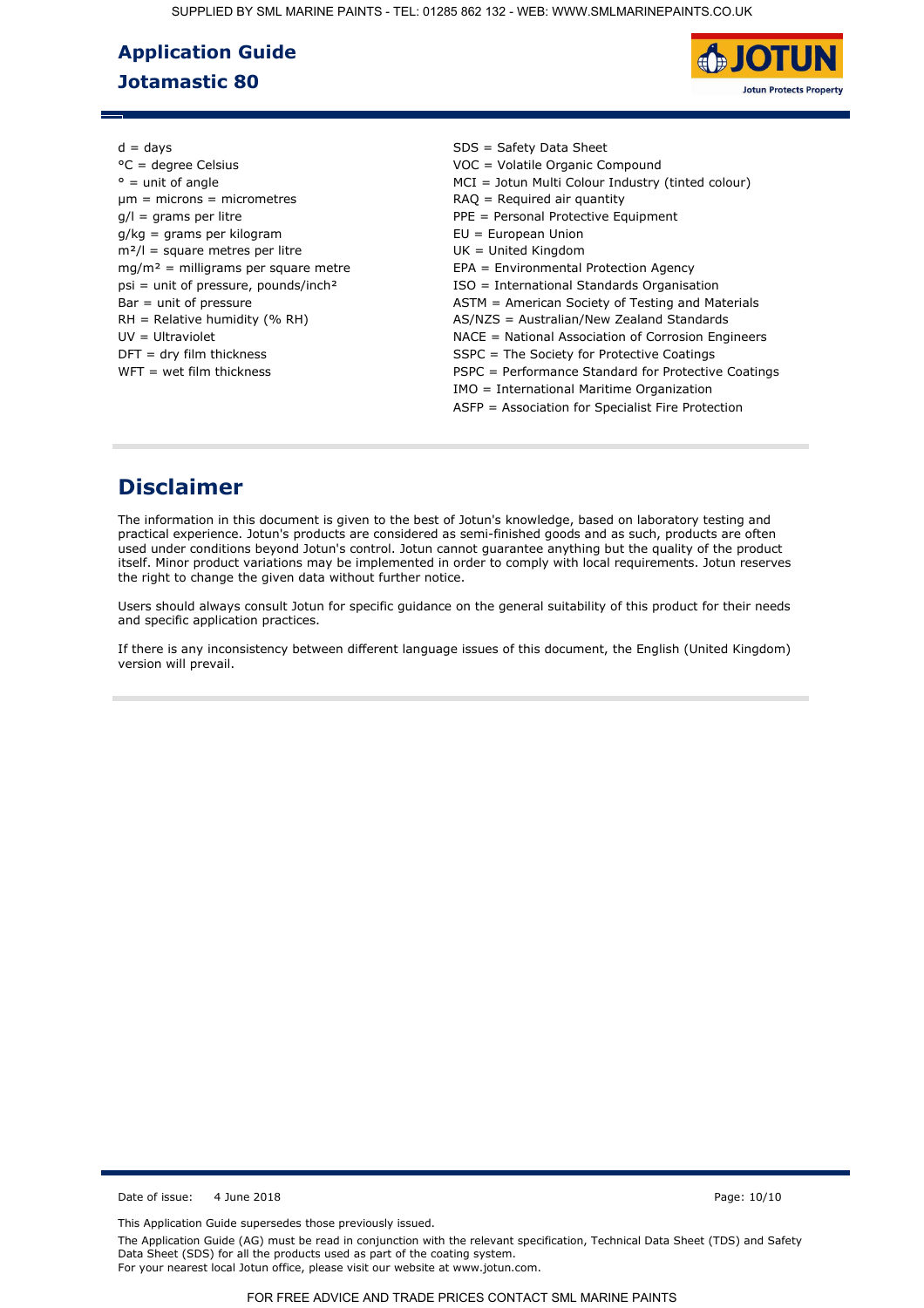d = days
°C = degree Celsius
° = unit of angle
µm = microns = micrometres
g/l = grams per litre
g/kg = grams per kilogram
m²/l = square metres per litre
mg/m² = milligrams per square metre
psi = unit of pressure, pounds/inch²
Bar = unit of pressure
RH = Relative humidity (% RH)
UV = Ultraviolet
DFT = dry film thickness
WFT = wet film thickness

SDS = Safety Data Sheet
VOC = Volatile Organic Compound
MCI = Jotun Multi Colour Industry (tinted colour)
RAQ = Required air quantity
PPE = Personal Protective Equipment
EU = European Union
UK = United Kingdom
EPA = Environmental Protection Agency
ISO = International Standards Organisation
ASTM = American Society of Testing and Materials
AS/NZS = Australian/New Zealand Standards
NACE = National Association of Corrosion Engineers
SSPC = The Society for Protective Coatings
PSPC = Performance Standard for Protective Coatings
IMO = International Maritime Organization
ASFP = Association for Specialist Fire Protection

## Disclaimer

The information in this document is given to the best of Jotun's knowledge, based on laboratory testing and practical experience. Jotun's products are considered as semi-finished goods and as such, products are often used under conditions beyond Jotun's control. Jotun cannot guarantee anything but the quality of the product itself. Minor product variations may be implemented in order to comply with local requirements. Jotun reserves the right to change the given data without further notice.

Users should always consult Jotun for specific guidance on the general suitability of this product for their needs and specific application practices.

If there is any inconsistency between different language issues of this document, the English (United Kingdom) version will prevail.

Date of issue: 4 June 2018

This Application Guide supersedes those previously issued.

The Application Guide (AG) must be read in conjunction with the relevant specification, Technical Data Sheet (TDS) and Safety Data Sheet (SDS) for all the products used as part of the coating system.
For your nearest local Jotun office, please visit our website at www.jotun.com.